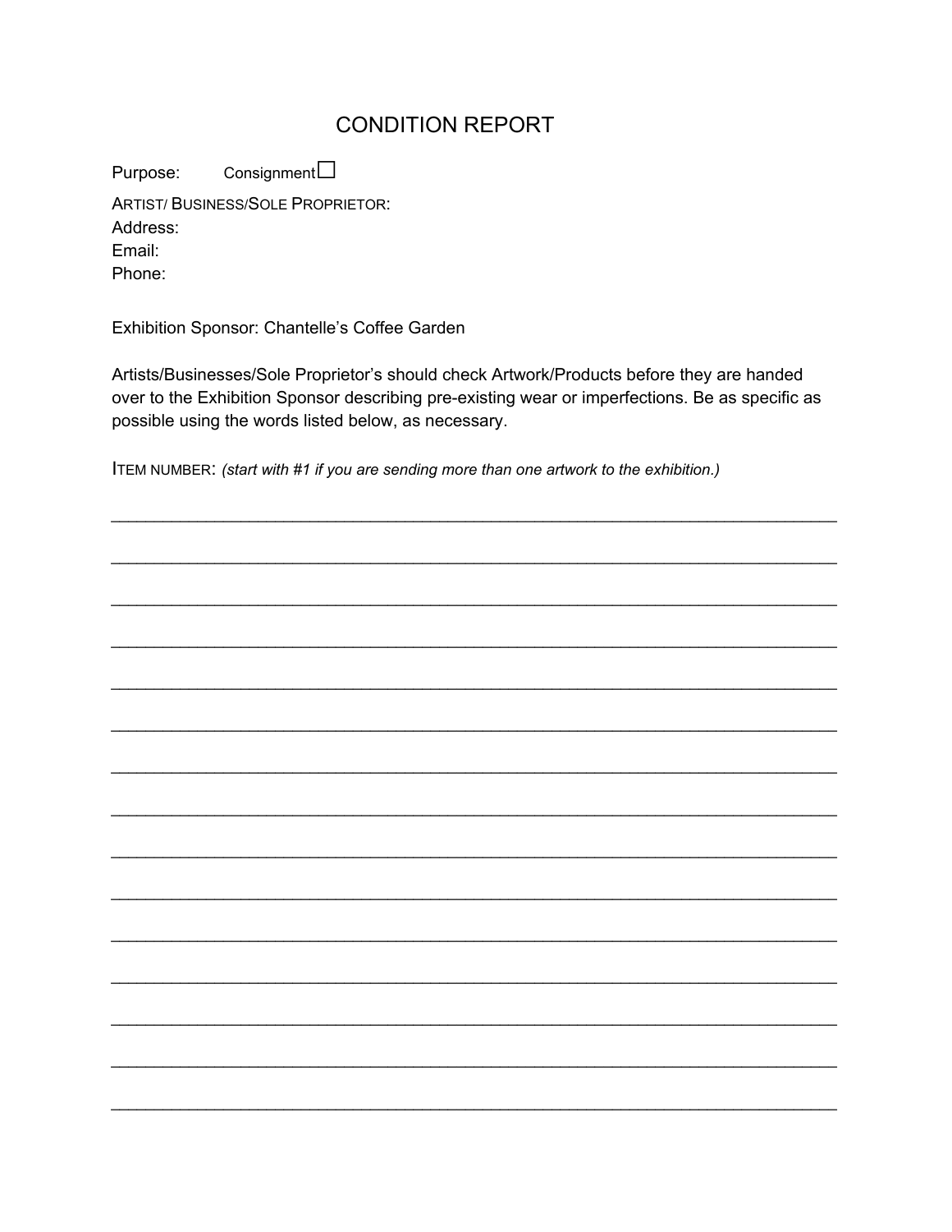# CONDITION REPORT

Purpose: Consignment ☐

ARTIST/ BUSINESS/SOLE PROPRIETOR:
Address:
Email:
Phone:

Exhibition Sponsor: Chantelle's Coffee Garden

Artists/Businesses/Sole Proprietor's should check Artwork/Products before they are handed over to the Exhibition Sponsor describing pre-existing wear or imperfections. Be as specific as possible using the words listed below, as necessary.

ITEM NUMBER: *(start with #1 if you are sending more than one artwork to the exhibition.)*

______________________________________________________________________________

______________________________________________________________________________

______________________________________________________________________________

______________________________________________________________________________

______________________________________________________________________________

______________________________________________________________________________

______________________________________________________________________________

______________________________________________________________________________

______________________________________________________________________________

______________________________________________________________________________

______________________________________________________________________________

______________________________________________________________________________

______________________________________________________________________________

______________________________________________________________________________

______________________________________________________________________________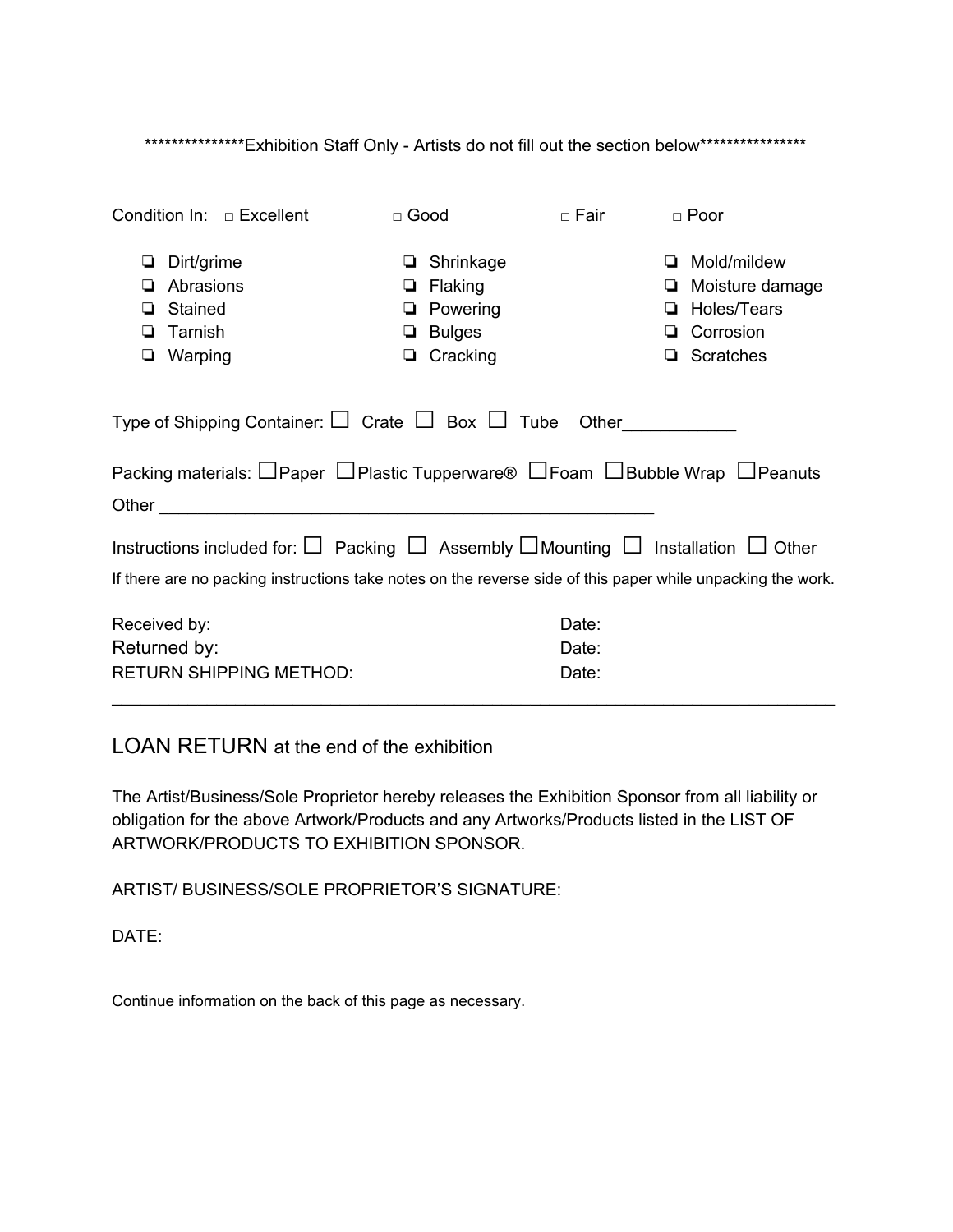***************Exhibition Staff Only - Artists do not fill out the section below****************

Condition In: □ Excellent □ Good □ Fair □ Poor

- ❏ Dirt/grime
- ❏ Abrasions
- ❏ Stained
- ❏ Tarnish
- ❏ Warping
- ❏ Shrinkage
- ❏ Flaking
- ❏ Powering
- ❏ Bulges
- ❏ Cracking
- ❏ Mold/mildew
- ❏ Moisture damage
- ❏ Holes/Tears
- ❏ Corrosion
- ❏ Scratches

Type of Shipping Container: ☐ Crate ☐ Box ☐ Tube Other____________

Packing materials: ☐Paper ☐Plastic Tupperware® ☐Foam ☐Bubble Wrap ☐Peanuts

Other ____________________________________________________

Instructions included for: ☐ Packing ☐ Assembly ☐Mounting ☐ Installation ☐ Other

If there are no packing instructions take notes on the reverse side of this paper while unpacking the work.

Received by: Date:

Returned by: Date:

RETURN SHIPPING METHOD: Date:

---

## LOAN RETURN at the end of the exhibition

The Artist/Business/Sole Proprietor hereby releases the Exhibition Sponsor from all liability or obligation for the above Artwork/Products and any Artworks/Products listed in the LIST OF ARTWORK/PRODUCTS TO EXHIBITION SPONSOR.

ARTIST/ BUSINESS/SOLE PROPRIETOR'S SIGNATURE:

DATE:

Continue information on the back of this page as necessary.